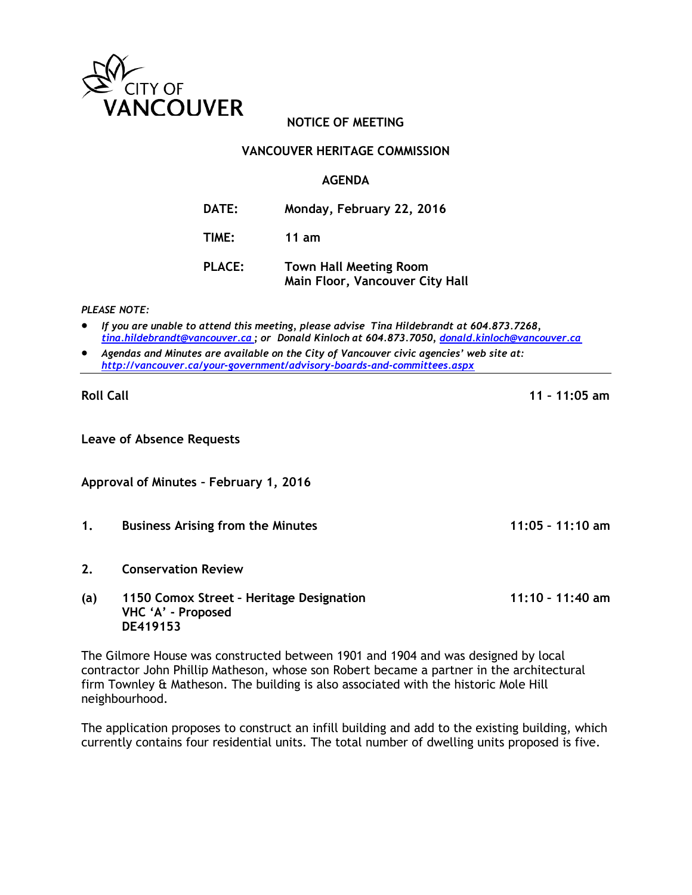CITY OF VANCOUVER

# NOTICE OF MEETING

## VANCOUVER HERITAGE COMMISSION

## AGENDA

| | |
|---|---|
| **DATE:** | **Monday, February 22, 2016** |
| **TIME:** | **11 am** |
| **PLACE:** | **Town Hall Meeting Room<br>Main Floor, Vancouver City Hall** |

*PLEASE NOTE:*

- *If you are unable to attend this meeting, please advise Tina Hildebrandt at 604.873.7268, tina.hildebrandt@vancouver.ca ; or Donald Kinloch at 604.873.7050, donald.kinloch@vancouver.ca*
- *Agendas and Minutes are available on the City of Vancouver civic agencies' web site at: http://vancouver.ca/your-government/advisory-boards-and-committees.aspx*

---

**Roll Call** **11 – 11:05 am**

**Leave of Absence Requests**

**Approval of Minutes – February 1, 2016**

**1. Business Arising from the Minutes** **11:05 – 11:10 am**

**2. Conservation Review**

**(a) 1150 Comox Street – Heritage Designation** **11:10 – 11:40 am**
**VHC 'A' - Proposed**
**DE419153**

The Gilmore House was constructed between 1901 and 1904 and was designed by local contractor John Phillip Matheson, whose son Robert became a partner in the architectural firm Townley & Matheson. The building is also associated with the historic Mole Hill neighbourhood.

The application proposes to construct an infill building and add to the existing building, which currently contains four residential units. The total number of dwelling units proposed is five.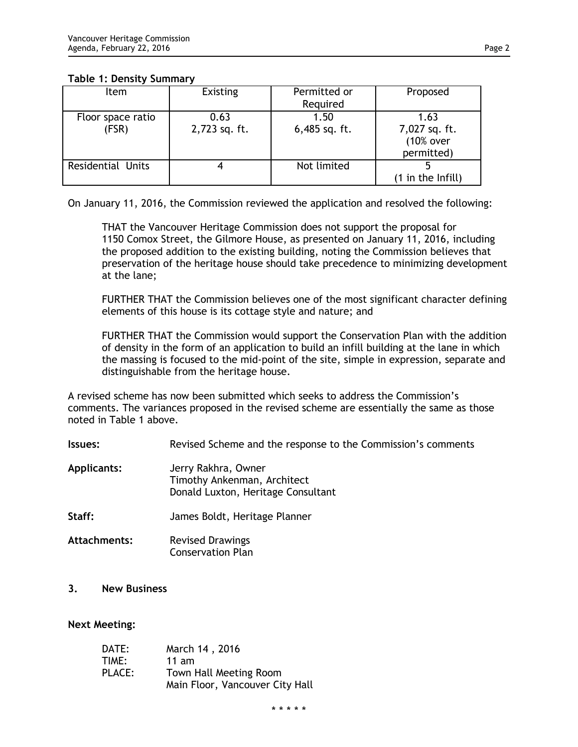**Table 1: Density Summary**

| Item | Existing | Permitted or Required | Proposed |
|---|---|---|---|
| Floor space ratio (FSR) | 0.63<br>2,723 sq. ft. | 1.50<br>6,485 sq. ft. | 1.63<br>7,027 sq. ft.<br>(10% over permitted) |
| Residential Units | 4 | Not limited | 5<br>(1 in the Infill) |

On January 11, 2016, the Commission reviewed the application and resolved the following:

> THAT the Vancouver Heritage Commission does not support the proposal for 1150 Comox Street, the Gilmore House, as presented on January 11, 2016, including the proposed addition to the existing building, noting the Commission believes that preservation of the heritage house should take precedence to minimizing development at the lane;
>
> FURTHER THAT the Commission believes one of the most significant character defining elements of this house is its cottage style and nature; and
>
> FURTHER THAT the Commission would support the Conservation Plan with the addition of density in the form of an application to build an infill building at the lane in which the massing is focused to the mid-point of the site, simple in expression, separate and distinguishable from the heritage house.

A revised scheme has now been submitted which seeks to address the Commission's comments. The variances proposed in the revised scheme are essentially the same as those noted in Table 1 above.

**Issues:** Revised Scheme and the response to the Commission's comments

**Applicants:** Jerry Rakhra, Owner
Timothy Ankenman, Architect
Donald Luxton, Heritage Consultant

**Staff:** James Boldt, Heritage Planner

**Attachments:** Revised Drawings
Conservation Plan

## 3. New Business

**Next Meeting:**

DATE: March 14 , 2016
TIME: 11 am
PLACE: Town Hall Meeting Room
Main Floor, Vancouver City Hall

* * * * *